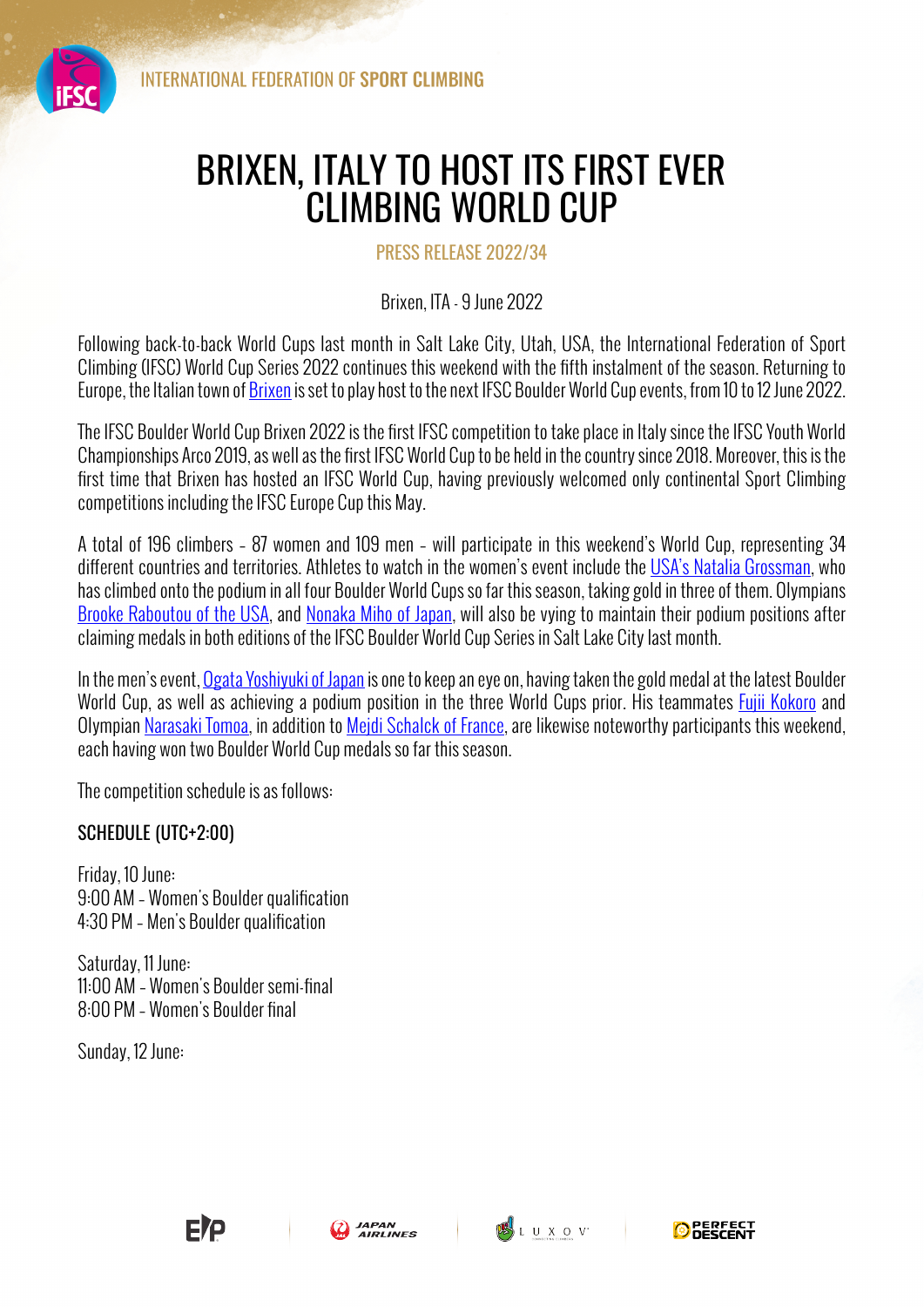# BRIXEN, ITALY TO HOST ITS FIRST EVER CLIMBING WORLD CUP

PRESS RELEASE 2022/34

Brixen, ITA - 9 June 2022

Following back-to-back World Cups last month in Salt Lake City, Utah, USA, the International Federation of Sport Climbing (IFSC) World Cup Series 2022 continues this weekend with the fifth instalment of the season. Returning to Europe, the Italian town of Brixen is set to play host to the next IFSC Boulder World Cup events, from 10 to 12 June 2022.

The IFSC Boulder World Cup Brixen 2022 is the first IFSC competition to take place in Italy since the IFSC Youth World Championships Arco 2019, as well as the first IFSC World Cup to be held in the country since 2018. Moreover, this is the first time that Brixen has hosted an IFSC World Cup, having previously welcomed only continental Sport Climbing competitions including the IFSC Europe Cup this May.

A total of 196 climbers – 87 women and 109 men – will participate in this weekend's World Cup, representing 34 different countries and territories. Athletes to watch in the women's event include the USA's Natalia Grossman, who has climbed onto the podium in all four Boulder World Cups so far this season, taking gold in three of them. Olympians Brooke Raboutou of the USA, and Nonaka Miho of Japan, will also be vying to maintain their podium positions after claiming medals in both editions of the IFSC Boulder World Cup Series in Salt Lake City last month.

In the men's event, Ogata Yoshiyuki of Japan is one to keep an eye on, having taken the gold medal at the latest Boulder World Cup, as well as achieving a podium position in the three World Cups prior. His teammates Fujii Kokoro and Olympian Narasaki Tomoa, in addition to Mejdi Schalck of France, are likewise noteworthy participants this weekend, each having won two Boulder World Cup medals so far this season.

The competition schedule is as follows:

SCHEDULE (UTC+2:00)

Friday, 10 June:
9:00 AM – Women's Boulder qualification
4:30 PM – Men's Boulder qualification

Saturday, 11 June:
11:00 AM – Women's Boulder semi-final
8:00 PM – Women's Boulder final

Sunday, 12 June: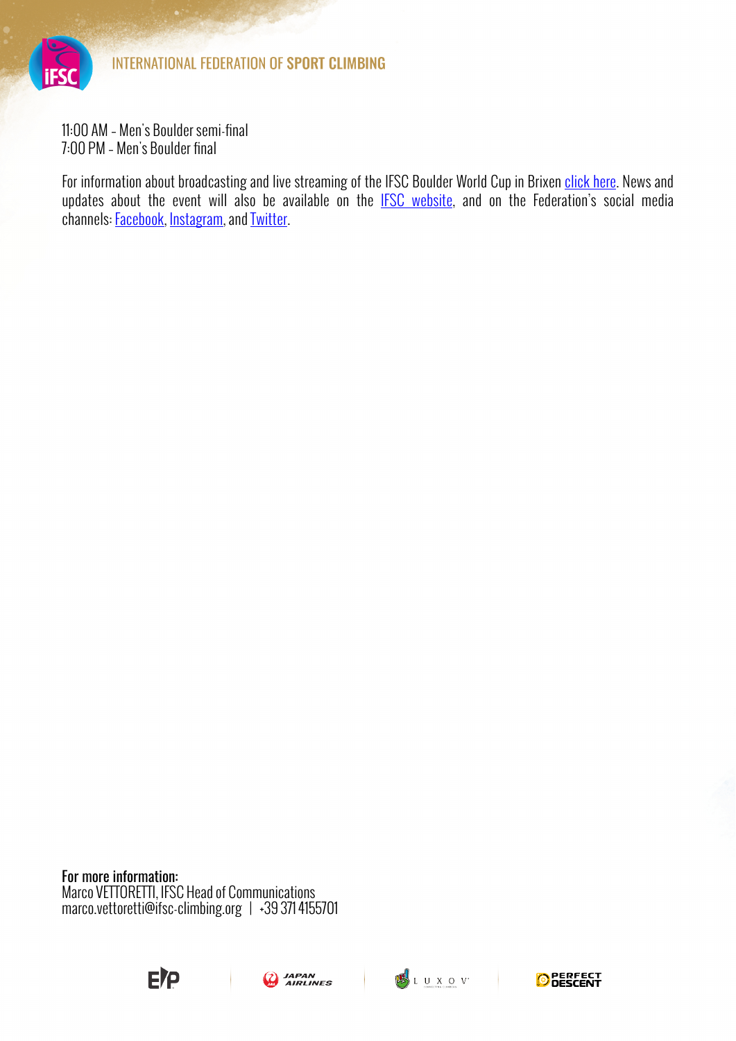11:00 AM - Men's Boulder semi-final
7:00 PM - Men's Boulder final

For information about broadcasting and live streaming of the IFSC Boulder World Cup in Brixen click here. News and updates about the event will also be available on the IFSC website, and on the Federation's social media channels: Facebook, Instagram, and Twitter.

**For more information:**
Marco VETTORETTI, IFSC Head of Communications
marco.vettoretti@ifsc-climbing.org | +39 371 4155701